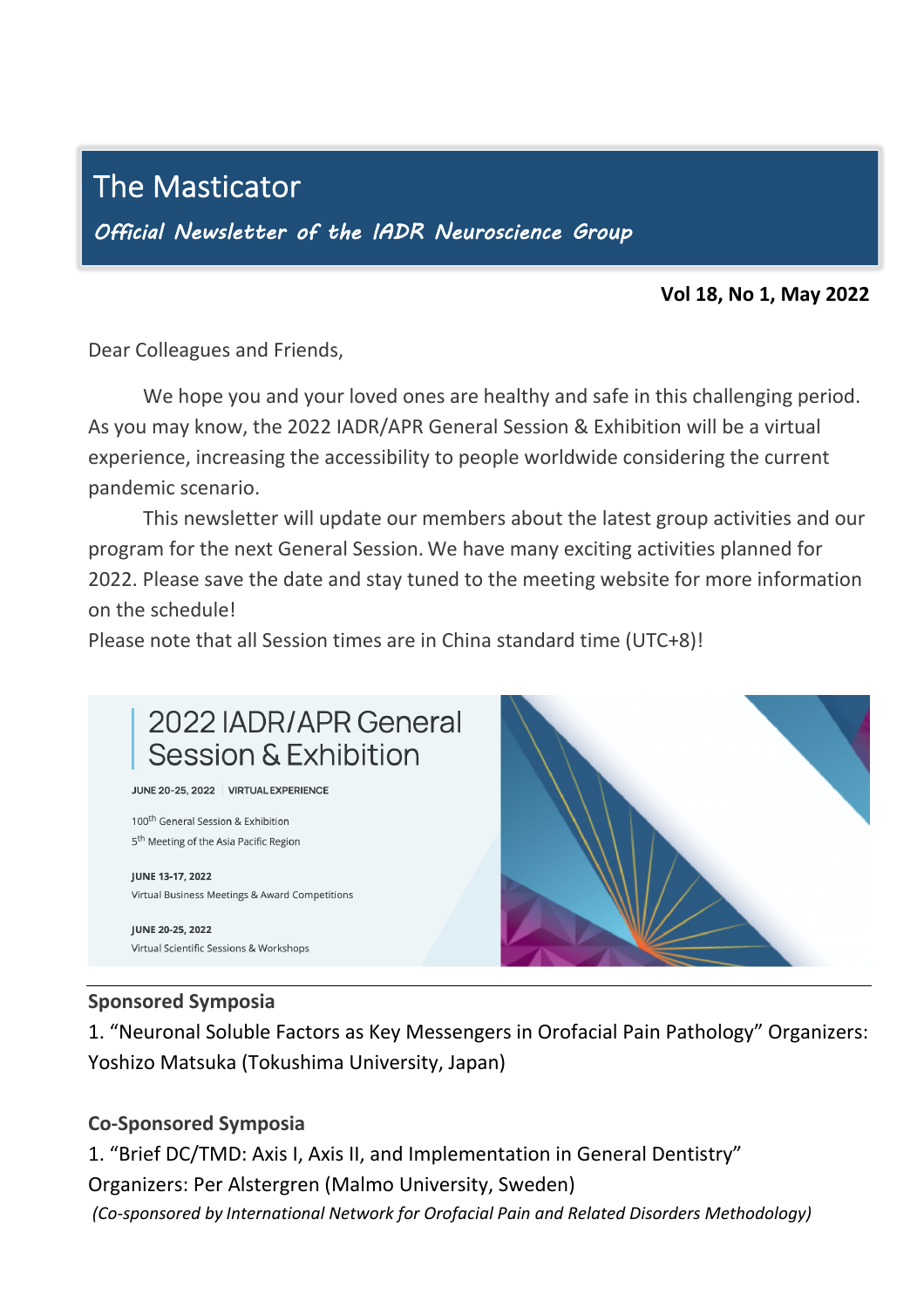# The Masticator

*Official Newsletter of the IADR Neuroscience Group*

**Vol 18, No 1, May 2022**

Dear Colleagues and Friends,

We hope you and your loved ones are healthy and safe in this challenging period. As you may know, the 2022 IADR/APR General Session & Exhibition will be a virtual experience, increasing the accessibility to people worldwide considering the current pandemic scenario.

This newsletter will update our members about the latest group activities and our program for the next General Session. We have many exciting activities planned for 2022. Please save the date and stay tuned to the meeting website for more information on the schedule!

Please note that all Session times are in China standard time (UTC+8)!

2022 IADR/APR General Session & Exhibition

JUNE 20-25, 2022 | VIRTUAL EXPERIENCE

100th General Session & Exhibition

5th Meeting of the Asia Pacific Region

**JUNE 13-17, 2022**

Virtual Business Meetings & Award Competitions

**JUNE 20-25, 2022**

Virtual Scientific Sessions & Workshops

---

**Sponsored Symposia**

1. "Neuronal Soluble Factors as Key Messengers in Orofacial Pain Pathology" Organizers: Yoshizo Matsuka (Tokushima University, Japan)

**Co-Sponsored Symposia**

1. "Brief DC/TMD: Axis I, Axis II, and Implementation in General Dentistry" Organizers: Per Alstergren (Malmo University, Sweden)
*(Co-sponsored by International Network for Orofacial Pain and Related Disorders Methodology)*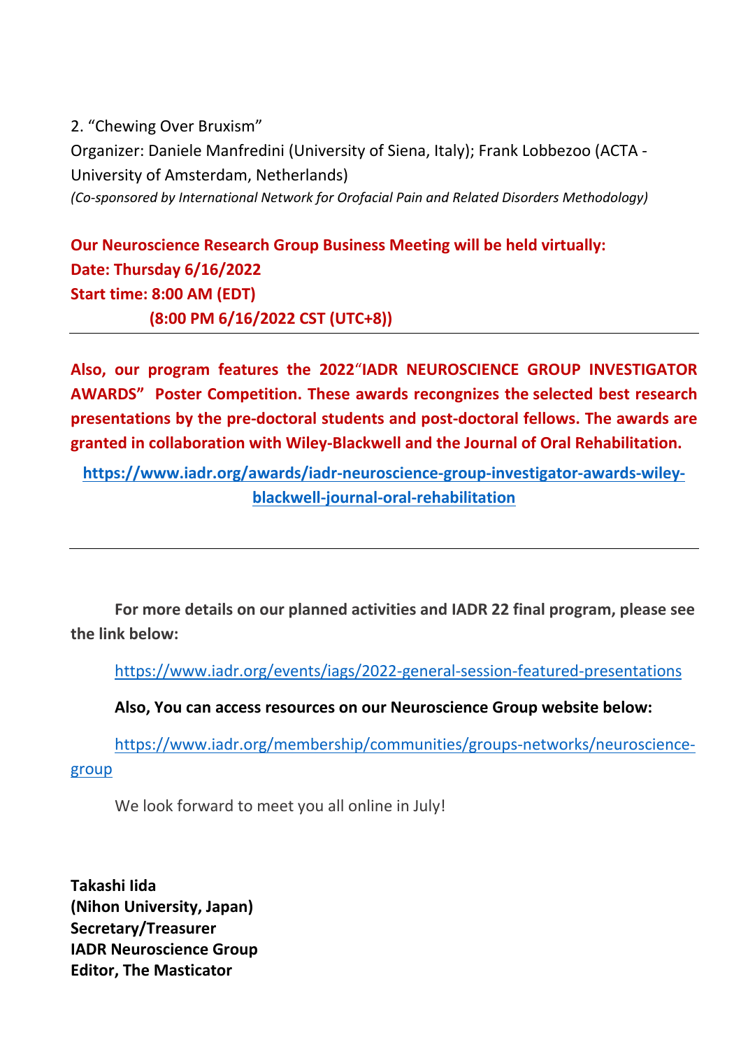2. “Chewing Over Bruxism”

Organizer: Daniele Manfredini (University of Siena, Italy); Frank Lobbezoo (ACTA - University of Amsterdam, Netherlands)

*(Co-sponsored by International Network for Orofacial Pain and Related Disorders Methodology)*

**Our Neuroscience Research Group Business Meeting will be held virtually:**
**Date: Thursday 6/16/2022**
**Start time: 8:00 AM (EDT)**
**(8:00 PM 6/16/2022 CST (UTC+8))**

---

**Also, our program features the 2022“IADR NEUROSCIENCE GROUP INVESTIGATOR AWARDS” Poster Competition. These awards recongnizes the selected best research presentations by the pre-doctoral students and post-doctoral fellows. The awards are granted in collaboration with Wiley-Blackwell and the Journal of Oral Rehabilitation.**

**https://www.iadr.org/awards/iadr-neuroscience-group-investigator-awards-wiley-blackwell-journal-oral-rehabilitation**

---

**For more details on our planned activities and IADR 22 final program, please see the link below:**

https://www.iadr.org/events/iags/2022-general-session-featured-presentations

**Also, You can access resources on our Neuroscience Group website below:**

https://www.iadr.org/membership/communities/groups-networks/neuroscience-group

We look forward to meet you all online in July!

**Takashi Iida**
**(Nihon University, Japan)**
**Secretary/Treasurer**
**IADR Neuroscience Group**
**Editor, The Masticator**